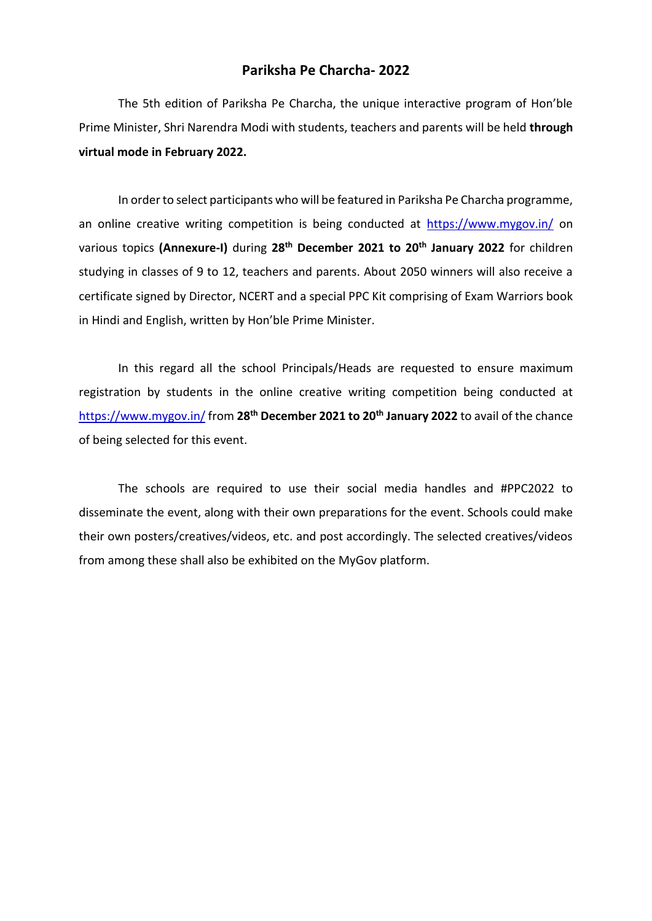# Pariksha Pe Charcha- 2022

The 5th edition of Pariksha Pe Charcha, the unique interactive program of Hon'ble Prime Minister, Shri Narendra Modi with students, teachers and parents will be held **through virtual mode in February 2022.**

In order to select participants who will be featured in Pariksha Pe Charcha programme, an online creative writing competition is being conducted at https://www.mygov.in/ on various topics **(Annexure-I)** during **28th December 2021 to 20th January 2022** for children studying in classes of 9 to 12, teachers and parents. About 2050 winners will also receive a certificate signed by Director, NCERT and a special PPC Kit comprising of Exam Warriors book in Hindi and English, written by Hon'ble Prime Minister.

In this regard all the school Principals/Heads are requested to ensure maximum registration by students in the online creative writing competition being conducted at https://www.mygov.in/ from **28th December 2021 to 20th January 2022** to avail of the chance of being selected for this event.

The schools are required to use their social media handles and #PPC2022 to disseminate the event, along with their own preparations for the event. Schools could make their own posters/creatives/videos, etc. and post accordingly. The selected creatives/videos from among these shall also be exhibited on the MyGov platform.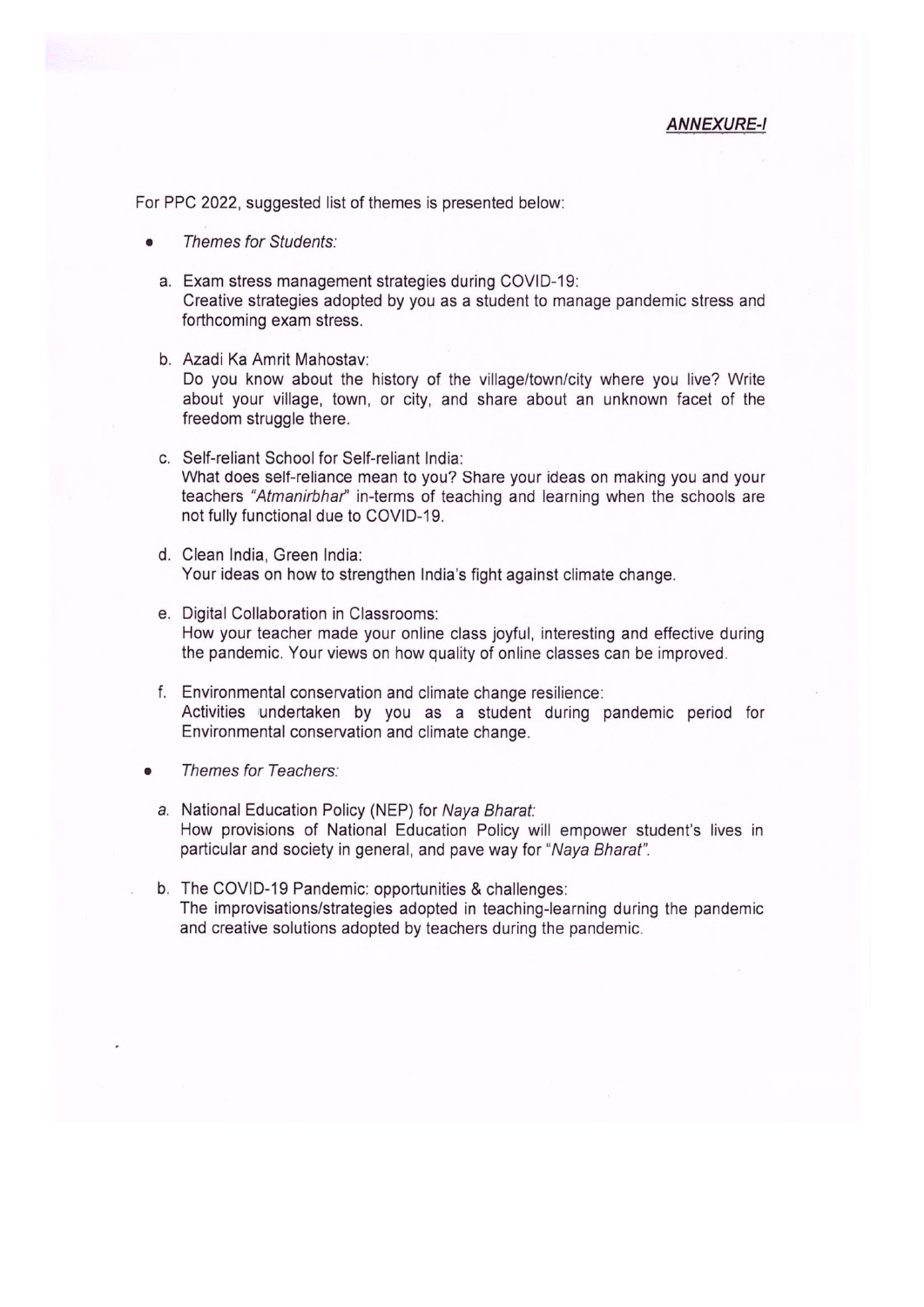***ANNEXURE-I***

For PPC 2022, suggested list of themes is presented below:

- *Themes for Students:*

  a. Exam stress management strategies during COVID-19:
  Creative strategies adopted by you as a student to manage pandemic stress and forthcoming exam stress.

  b. Azadi Ka Amrit Mahostav:
  Do you know about the history of the village/town/city where you live? Write about your village, town, or city, and share about an unknown facet of the freedom struggle there.

  c. Self-reliant School for Self-reliant India:
  What does self-reliance mean to you? Share your ideas on making you and your teachers *"Atmanirbhar"* in-terms of teaching and learning when the schools are not fully functional due to COVID-19.

  d. Clean India, Green India:
  Your ideas on how to strengthen India's fight against climate change.

  e. Digital Collaboration in Classrooms:
  How your teacher made your online class joyful, interesting and effective during the pandemic. Your views on how quality of online classes can be improved.

  f. Environmental conservation and climate change resilience:
  Activities undertaken by you as a student during pandemic period for Environmental conservation and climate change.

- *Themes for Teachers:*

  a. National Education Policy (NEP) for *Naya Bharat:*
  How provisions of National Education Policy will empower student's lives in particular and society in general, and pave way for *"Naya Bharat".*

  b. The COVID-19 Pandemic: opportunities & challenges:
  The improvisations/strategies adopted in teaching-learning during the pandemic and creative solutions adopted by teachers during the pandemic.